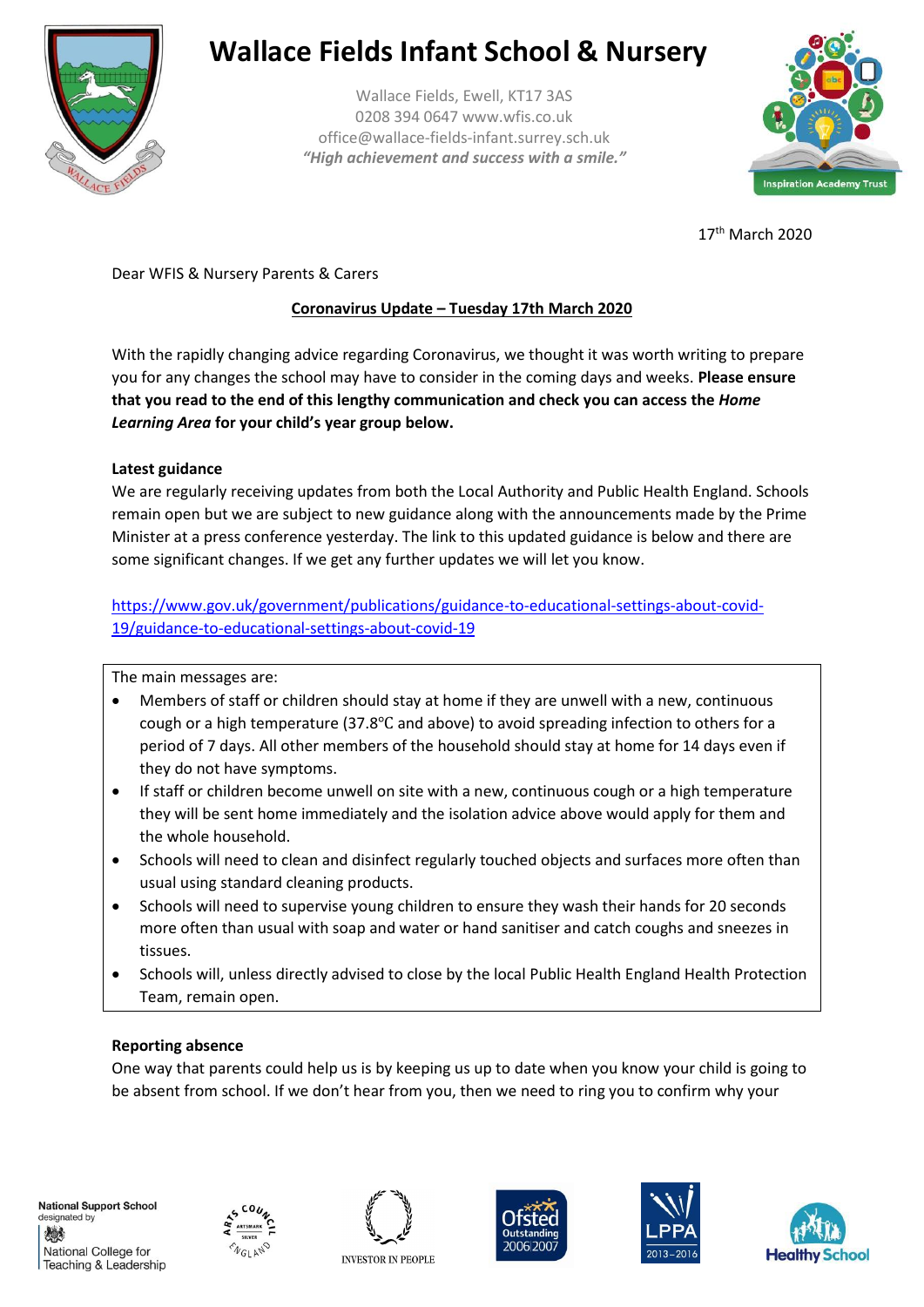# Wallace Fields Infant School & Nursery

Wallace Fields, Ewell, KT17 3AS
0208 394 0647 www.wfis.co.uk
office@wallace-fields-infant.surrey.sch.uk
***"High achievement and success with a smile."***

17th March 2020

Dear WFIS & Nursery Parents & Carers

**Coronavirus Update – Tuesday 17th March 2020**

With the rapidly changing advice regarding Coronavirus, we thought it was worth writing to prepare you for any changes the school may have to consider in the coming days and weeks. **Please ensure that you read to the end of this lengthy communication and check you can access the *Home Learning Area* for your child's year group below.**

**Latest guidance**

We are regularly receiving updates from both the Local Authority and Public Health England. Schools remain open but we are subject to new guidance along with the announcements made by the Prime Minister at a press conference yesterday. The link to this updated guidance is below and there are some significant changes. If we get any further updates we will let you know.

https://www.gov.uk/government/publications/guidance-to-educational-settings-about-covid-19/guidance-to-educational-settings-about-covid-19

The main messages are:

- Members of staff or children should stay at home if they are unwell with a new, continuous cough or a high temperature (37.8℃ and above) to avoid spreading infection to others for a period of 7 days. All other members of the household should stay at home for 14 days even if they do not have symptoms.
- If staff or children become unwell on site with a new, continuous cough or a high temperature they will be sent home immediately and the isolation advice above would apply for them and the whole household.
- Schools will need to clean and disinfect regularly touched objects and surfaces more often than usual using standard cleaning products.
- Schools will need to supervise young children to ensure they wash their hands for 20 seconds more often than usual with soap and water or hand sanitiser and catch coughs and sneezes in tissues.
- Schools will, unless directly advised to close by the local Public Health England Health Protection Team, remain open.

**Reporting absence**

One way that parents could help us is by keeping us up to date when you know your child is going to be absent from school. If we don't hear from you, then we need to ring you to confirm why your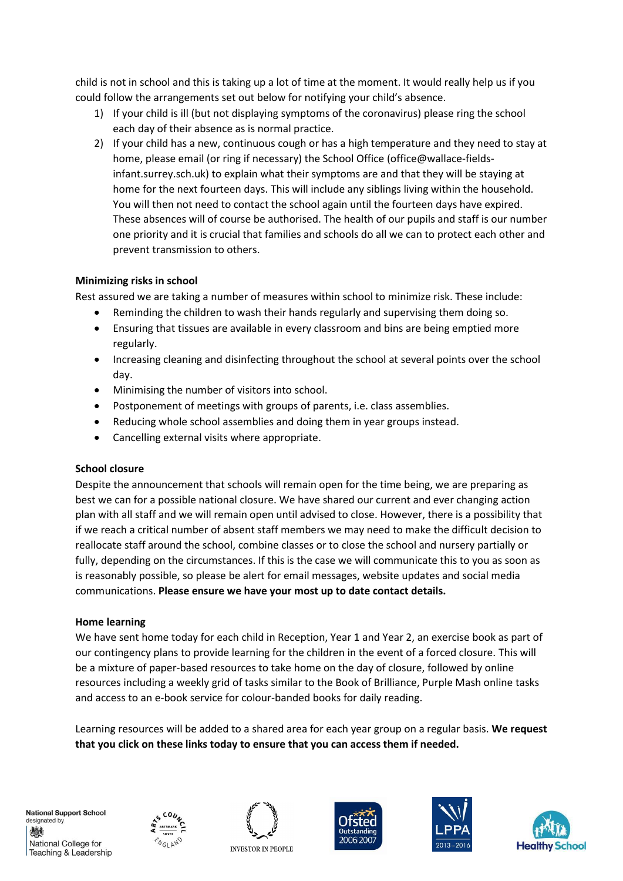child is not in school and this is taking up a lot of time at the moment. It would really help us if you could follow the arrangements set out below for notifying your child's absence.

1) If your child is ill (but not displaying symptoms of the coronavirus) please ring the school each day of their absence as is normal practice.
2) If your child has a new, continuous cough or has a high temperature and they need to stay at home, please email (or ring if necessary) the School Office (office@wallace-fields-infant.surrey.sch.uk) to explain what their symptoms are and that they will be staying at home for the next fourteen days. This will include any siblings living within the household. You will then not need to contact the school again until the fourteen days have expired. These absences will of course be authorised. The health of our pupils and staff is our number one priority and it is crucial that families and schools do all we can to protect each other and prevent transmission to others.

**Minimizing risks in school**

Rest assured we are taking a number of measures within school to minimize risk. These include:

- Reminding the children to wash their hands regularly and supervising them doing so.
- Ensuring that tissues are available in every classroom and bins are being emptied more regularly.
- Increasing cleaning and disinfecting throughout the school at several points over the school day.
- Minimising the number of visitors into school.
- Postponement of meetings with groups of parents, i.e. class assemblies.
- Reducing whole school assemblies and doing them in year groups instead.
- Cancelling external visits where appropriate.

**School closure**

Despite the announcement that schools will remain open for the time being, we are preparing as best we can for a possible national closure. We have shared our current and ever changing action plan with all staff and we will remain open until advised to close. However, there is a possibility that if we reach a critical number of absent staff members we may need to make the difficult decision to reallocate staff around the school, combine classes or to close the school and nursery partially or fully, depending on the circumstances. If this is the case we will communicate this to you as soon as is reasonably possible, so please be alert for email messages, website updates and social media communications. **Please ensure we have your most up to date contact details.**

**Home learning**

We have sent home today for each child in Reception, Year 1 and Year 2, an exercise book as part of our contingency plans to provide learning for the children in the event of a forced closure. This will be a mixture of paper-based resources to take home on the day of closure, followed by online resources including a weekly grid of tasks similar to the Book of Brilliance, Purple Mash online tasks and access to an e-book service for colour-banded books for daily reading.

Learning resources will be added to a shared area for each year group on a regular basis. **We request that you click on these links today to ensure that you can access them if needed.**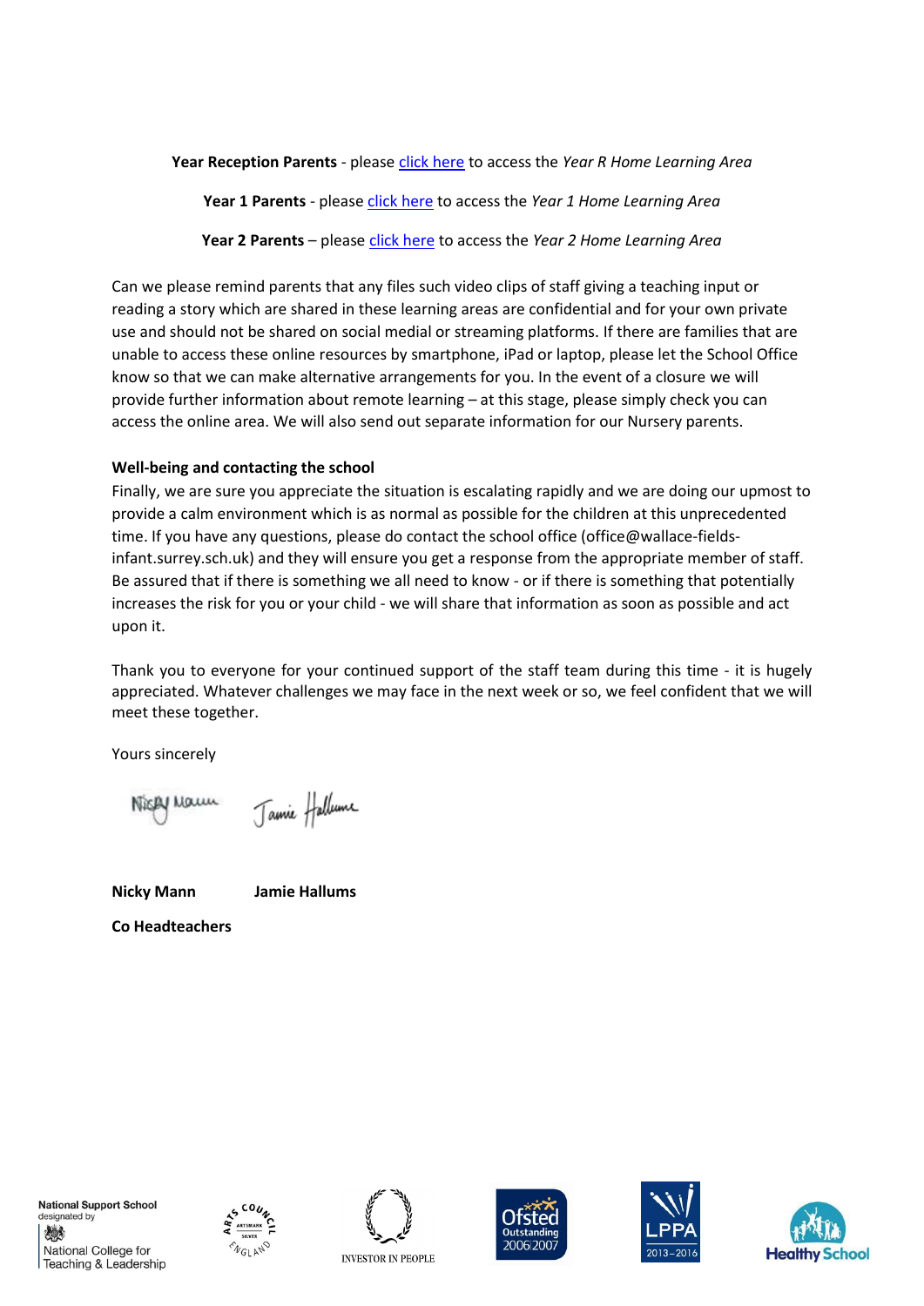**Year Reception Parents** - please click here to access the *Year R Home Learning Area*

**Year 1 Parents** - please click here to access the *Year 1 Home Learning Area*

**Year 2 Parents** – please click here to access the *Year 2 Home Learning Area*

Can we please remind parents that any files such video clips of staff giving a teaching input or reading a story which are shared in these learning areas are confidential and for your own private use and should not be shared on social medial or streaming platforms. If there are families that are unable to access these online resources by smartphone, iPad or laptop, please let the School Office know so that we can make alternative arrangements for you. In the event of a closure we will provide further information about remote learning – at this stage, please simply check you can access the online area. We will also send out separate information for our Nursery parents.

**Well-being and contacting the school**

Finally, we are sure you appreciate the situation is escalating rapidly and we are doing our upmost to provide a calm environment which is as normal as possible for the children at this unprecedented time. If you have any questions, please do contact the school office (office@wallace-fields-infant.surrey.sch.uk) and they will ensure you get a response from the appropriate member of staff. Be assured that if there is something we all need to know - or if there is something that potentially increases the risk for you or your child - we will share that information as soon as possible and act upon it.

Thank you to everyone for your continued support of the staff team during this time - it is hugely appreciated. Whatever challenges we may face in the next week or so, we feel confident that we will meet these together.

Yours sincerely

**Nicky Mann** **Jamie Hallums**

**Co Headteachers**